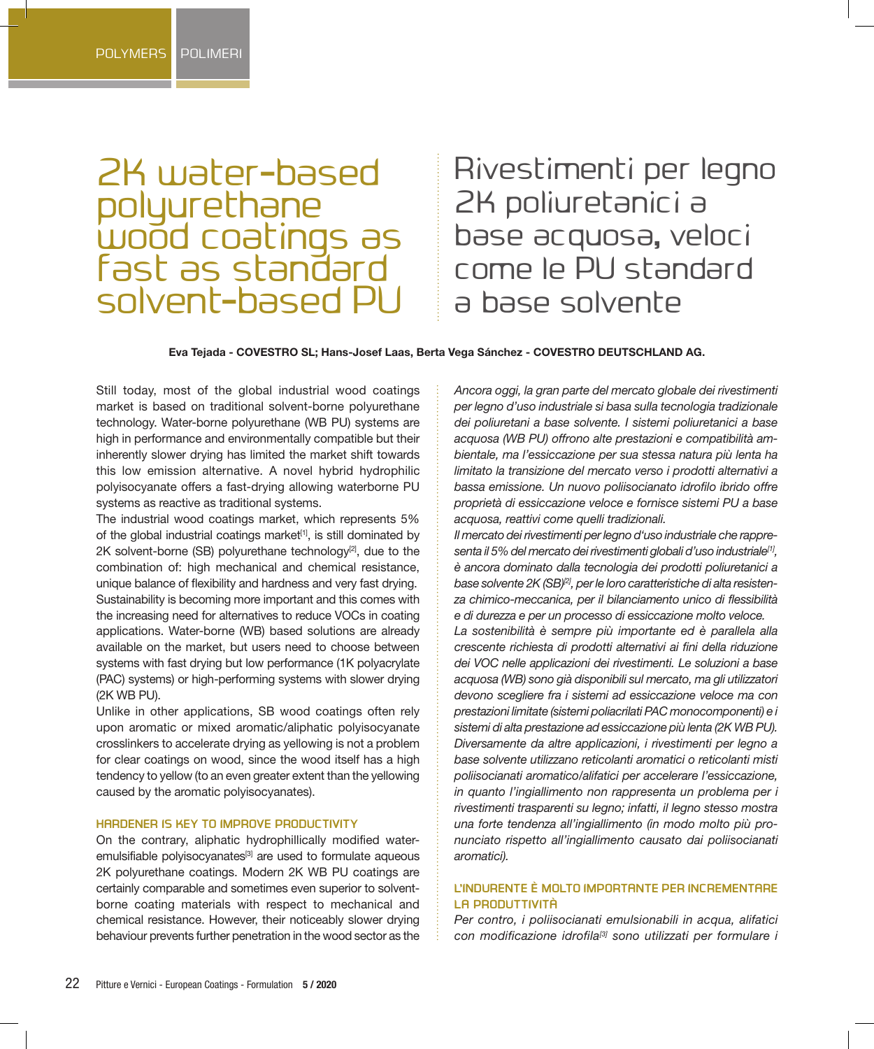# 2K water-based polyurethane wood coatings as fast as standard solvent-based PU

# Rivestimenti per legno 2K poliuretanici a base acquosa, veloci come le PU standard a base solvente

**Eva Tejada - COVESTRO SL; Hans-Josef Laas, Berta Vega Sánchez - COVESTRO DEUTSCHLAND AG.**

Still today, most of the global industrial wood coatings market is based on traditional solvent-borne polyurethane technology. Water-borne polyurethane (WB PU) systems are high in performance and environmentally compatible but their inherently slower drying has limited the market shift towards this low emission alternative. A novel hybrid hydrophilic polyisocyanate offers a fast-drying allowing waterborne PU systems as reactive as traditional systems.

The industrial wood coatings market, which represents 5% of the global industrial coatings market[1], is still dominated by 2K solvent-borne (SB) polyurethane technology[2], due to the combination of: high mechanical and chemical resistance, unique balance of flexibility and hardness and very fast drying.

Sustainability is becoming more important and this comes with the increasing need for alternatives to reduce VOCs in coating applications. Water-borne (WB) based solutions are already available on the market, but users need to choose between systems with fast drying but low performance (1K polyacrylate (PAC) systems) or high-performing systems with slower drying (2K WB PU).

Unlike in other applications, SB wood coatings often rely upon aromatic or mixed aromatic/aliphatic polyisocyanate crosslinkers to accelerate drying as yellowing is not a problem for clear coatings on wood, since the wood itself has a high tendency to yellow (to an even greater extent than the yellowing caused by the aromatic polyisocyanates).

### HARDENER IS KEY TO IMPROVE PRODUCTIVITY

On the contrary, aliphatic hydrophillically modified water-emulsifiable polyisocyanates[3] are used to formulate aqueous 2K polyurethane coatings. Modern 2K WB PU coatings are certainly comparable and sometimes even superior to solvent-borne coating materials with respect to mechanical and chemical resistance. However, their noticeably slower drying behaviour prevents further penetration in the wood sector as the

*Ancora oggi, la gran parte del mercato globale dei rivestimenti per legno d'uso industriale si basa sulla tecnologia tradizionale dei poliuretani a base solvente. I sistemi poliuretanici a base acquosa (WB PU) offrono alte prestazioni e compatibilità ambientale, ma l'essiccazione per sua stessa natura più lenta ha limitato la transizione del mercato verso i prodotti alternativi a bassa emissione. Un nuovo poliisocianato idrofilo ibrido offre proprietà di essiccazione veloce e fornisce sistemi PU a base acquosa, reattivi come quelli tradizionali.*

*Il mercato dei rivestimenti per legno d'uso industriale che rappresenta il 5% del mercato dei rivestimenti globali d'uso industriale[1], è ancora dominato dalla tecnologia dei prodotti poliuretanici a base solvente 2K (SB)[2], per le loro caratteristiche di alta resistenza chimico-meccanica, per il bilanciamento unico di flessibilità e di durezza e per un processo di essiccazione molto veloce.*

*La sostenibilità è sempre più importante ed è parallela alla crescente richiesta di prodotti alternativi ai fini della riduzione dei VOC nelle applicazioni dei rivestimenti. Le soluzioni a base acquosa (WB) sono già disponibili sul mercato, ma gli utilizzatori devono scegliere fra i sistemi ad essiccazione veloce ma con prestazioni limitate (sistemi poliacrilati PAC monocomponenti) e i sistemi di alta prestazione ad essiccazione più lenta (2K WB PU).*

*Diversamente da altre applicazioni, i rivestimenti per legno a base solvente utilizzano reticolanti aromatici o reticolanti misti poliisocianati aromatico/alifatici per accelerare l'essiccazione, in quanto l'ingiallimento non rappresenta un problema per i rivestimenti trasparenti su legno; infatti, il legno stesso mostra una forte tendenza all'ingiallimento (in modo molto più pronunciato rispetto all'ingiallimento causato dai poliisocianati aromatici).*

### L'INDURENTE È MOLTO IMPORTANTE PER INCREMENTARE LA PRODUTTIVITÀ

*Per contro, i poliisocianati emulsionabili in acqua, alifatici con modificazione idrofila[3] sono utilizzati per formulare i*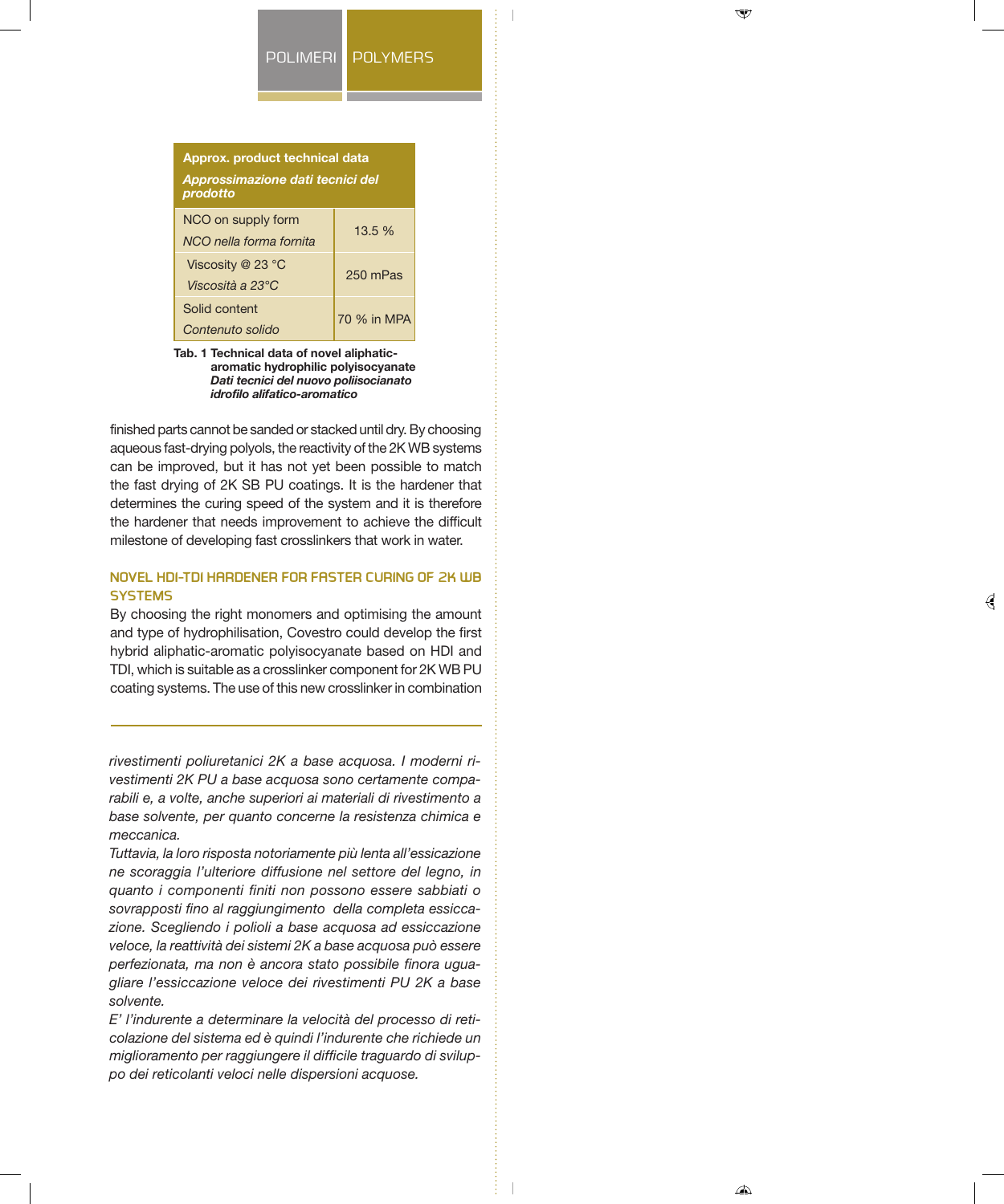| Approx. product technical data<br>*Approssimazione dati tecnici del prodotto* | |
|---|---|
| NCO on supply form<br>*NCO nella forma fornita* | 13.5 % |
| Viscosity @ 23 °C<br>*Viscosità a 23°C* | 250 mPas |
| Solid content<br>*Contenuto solido* | 70 % in MPA |

**Tab. 1 Technical data of novel aliphatic-aromatic hydrophilic polyisocyanate**
***Dati tecnici del nuovo poliisocianato idrofilo alifatico-aromatico***

finished parts cannot be sanded or stacked until dry. By choosing aqueous fast-drying polyols, the reactivity of the 2K WB systems can be improved, but it has not yet been possible to match the fast drying of 2K SB PU coatings. It is the hardener that determines the curing speed of the system and it is therefore the hardener that needs improvement to achieve the difficult milestone of developing fast crosslinkers that work in water.

## NOVEL HDI-TDI HARDENER FOR FASTER CURING OF 2K WB SYSTEMS

By choosing the right monomers and optimising the amount and type of hydrophilisation, Covestro could develop the first hybrid aliphatic-aromatic polyisocyanate based on HDI and TDI, which is suitable as a crosslinker component for 2K WB PU coating systems. The use of this new crosslinker in combination

---

*rivestimenti poliuretanici 2K a base acquosa. I moderni rivestimenti 2K PU a base acquosa sono certamente comparabili e, a volte, anche superiori ai materiali di rivestimento a base solvente, per quanto concerne la resistenza chimica e meccanica.*

*Tuttavia, la loro risposta notoriamente più lenta all'essicazione ne scoraggia l'ulteriore diffusione nel settore del legno, in quanto i componenti finiti non possono essere sabbiati o sovrapposti fino al raggiungimento della completa essiccazione. Scegliendo i polioli a base acquosa ad essiccazione veloce, la reattività dei sistemi 2K a base acquosa può essere perfezionata, ma non è ancora stato possibile finora uguagliare l'essiccazione veloce dei rivestimenti PU 2K a base solvente.*

*E' l'indurente a determinare la velocità del processo di reticolazione del sistema ed è quindi l'indurente che richiede un miglioramento per raggiungere il difficile traguardo di sviluppo dei reticolanti veloci nelle dispersioni acquose.*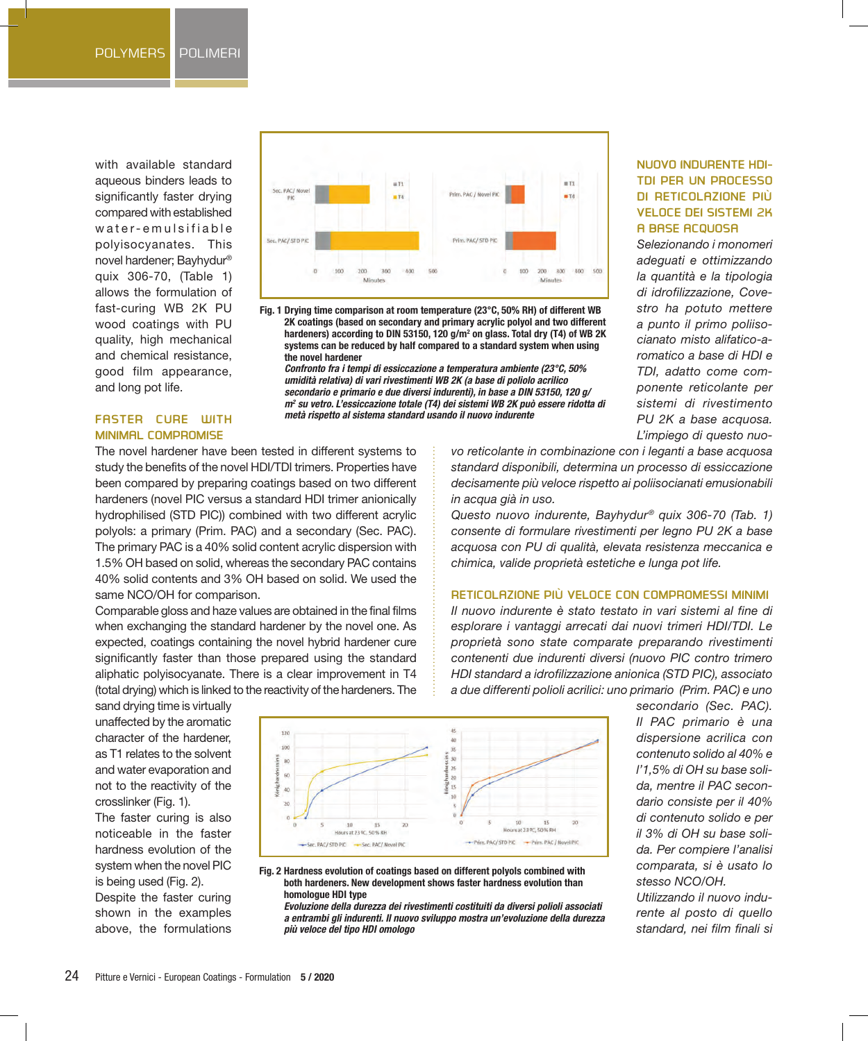with available standard aqueous binders leads to significantly faster drying compared with established water-emulsifiable polyisocyanates. This novel hardener; Bayhydur® quix 306-70, (Table 1) allows the formulation of fast-curing WB 2K PU wood coatings with PU quality, high mechanical and chemical resistance, good film appearance, and long pot life.

## FASTER CURE WITH MINIMAL COMPROMISE

The novel hardener have been tested in different systems to study the benefits of the novel HDI/TDI trimers. Properties have been compared by preparing coatings based on two different hardeners (novel PIC versus a standard HDI trimer anionically hydrophilised (STD PIC)) combined with two different acrylic polyols: a primary (Prim. PAC) and a secondary (Sec. PAC). The primary PAC is a 40% solid content acrylic dispersion with 1.5% OH based on solid, whereas the secondary PAC contains 40% solid contents and 3% OH based on solid. We used the same NCO/OH for comparison.

Comparable gloss and haze values are obtained in the final films when exchanging the standard hardener by the novel one. As expected, coatings containing the novel hybrid hardener cure significantly faster than those prepared using the standard aliphatic polyisocyanate. There is a clear improvement in T4 (total drying) which is linked to the reactivity of the hardeners. The sand drying time is virtually unaffected by the aromatic character of the hardener, as T1 relates to the solvent and water evaporation and not to the reactivity of the crosslinker (Fig. 1).

The faster curing is also noticeable in the faster hardness evolution of the system when the novel PIC is being used (Fig. 2).

Despite the faster curing shown in the examples above, the formulations

**Fig. 1** **Drying time comparison at room temperature (23°C, 50% RH) of different WB 2K coatings (based on secondary and primary acrylic polyol and two different hardeners) according to DIN 53150, 120 g/m² on glass. Total dry (T4) of WB 2K systems can be reduced by half compared to a standard system when using the novel hardener**

***Confronto fra i tempi di essiccazione a temperatura ambiente (23°C, 50% umidità relativa) di vari rivestimenti WB 2K (a base di poliolo acrilico secondario e primario e due diversi indurenti), in base a DIN 53150, 120 g/m² su vetro. L'essiccazione totale (T4) dei sistemi WB 2K può essere ridotta di metà rispetto al sistema standard usando il nuovo indurente***

**Fig. 2** **Hardness evolution of coatings based on different polyols combined with both hardeners. New development shows faster hardness evolution than homologue HDI type**

***Evoluzione della durezza dei rivestimenti costituiti da diversi polioli associati a entrambi gli indurenti. Il nuovo sviluppo mostra un'evoluzione della durezza più veloce del tipo HDI omologo***

## NUOVO INDURENTE HDI-TDI PER UN PROCESSO DI RETICOLAZIONE PIÙ VELOCE DEI SISTEMI 2K A BASE ACQUOSA

*Selezionando i monomeri adeguati e ottimizzando la quantità e la tipologia di idrofilizzazione, Covestro ha potuto mettere a punto il primo poliisocianato misto alifatico-aromatico a base di HDI e TDI, adatto come componente reticolante per sistemi di rivestimento PU 2K a base acquosa. L'impiego di questo nuovo reticolante in combinazione con i leganti a base acqua standard disponibili, determina un processo di essiccazione decisamente più veloce rispetto ai poliisocianati emusionabili in acqua già in uso.*

*Questo nuovo indurente, Bayhydur® quix 306-70 (Tab. 1) consente di formulare rivestimenti per legno PU 2K a base acquosa con PU di qualità, elevata resistenza meccanica e chimica, valide proprietà estetiche e lunga pot life.*

## RETICOLAZIONE PIÙ VELOCE CON COMPROMESSI MINIMI

*Il nuovo indurente è stato testato in vari sistemi al fine di esplorare i vantaggi arrecati dai nuovi trimeri HDI/TDI. Le proprietà sono state comparate preparando rivestimenti contenenti due indurenti diversi (nuovo PIC contro trimero HDI standard a idrofilizzazione anionica (STD PIC), associato a due differenti polioli acrilici: uno primario (Prim. PAC) e uno secondario (Sec. PAC). Il PAC primario è una dispersione acrilica con contenuto solido al 40% e l'1,5% di OH su base solida, mentre il PAC secondario consiste per il 40% di contenuto solido e per il 3% di OH su base solida. Per compiere l'analisi comparata, si è usato lo stesso NCO/OH.*

*Utilizzando il nuovo indurente al posto di quello standard, nei film finali si*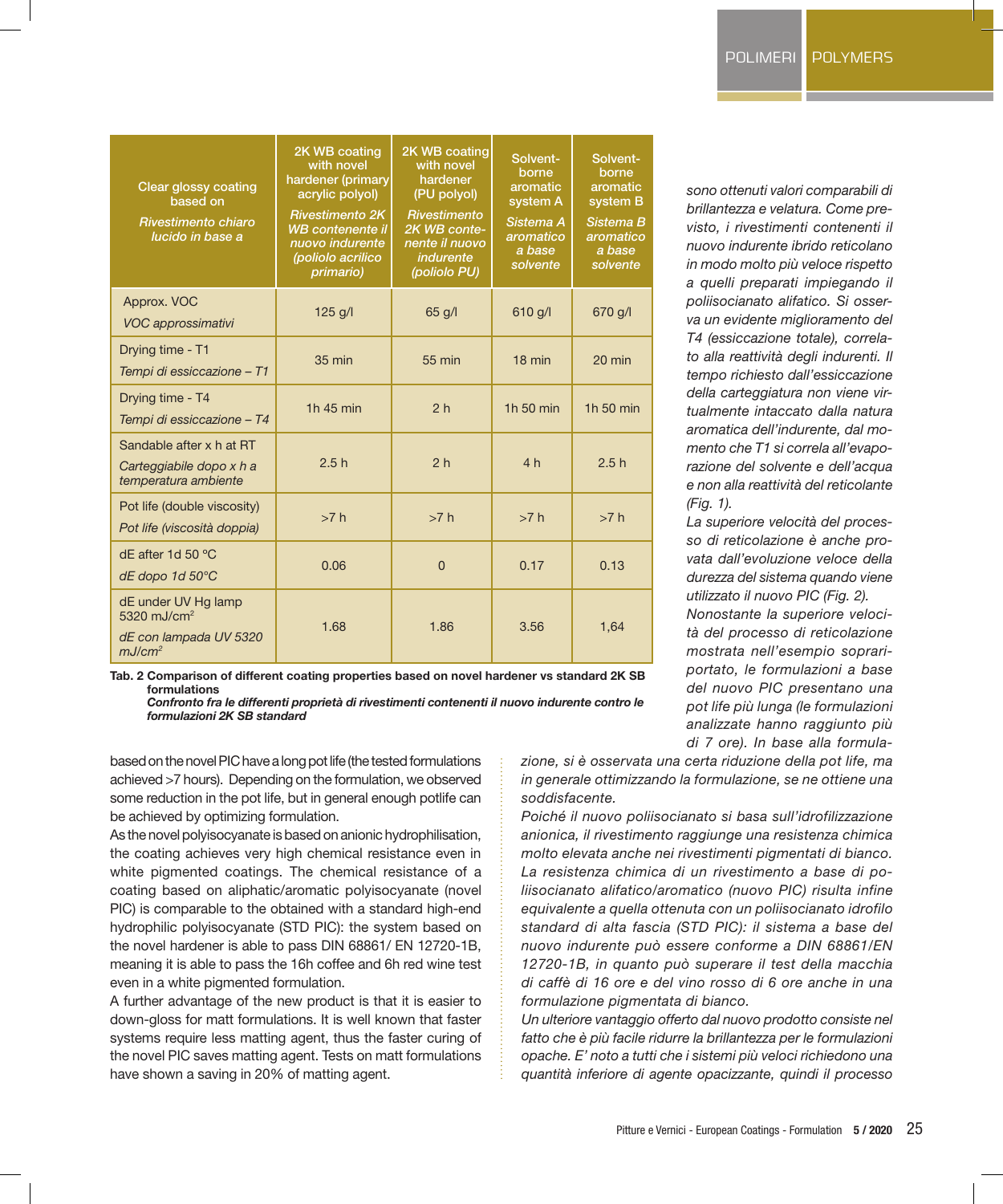| Clear glossy coating based on<br>*Rivestimento chiaro lucido in base a* | 2K WB coating with novel hardener (primary acrylic polyol)<br>*Rivestimento 2K WB contenente il nuovo indurente (poliolo acrilico primario)* | 2K WB coating with novel hardener (PU polyol)<br>*Rivestimento 2K WB contenente il nuovo indurente (poliolo PU)* | Solvent-borne aromatic system A<br>*Sistema A aromatico a base solvente* | Solvent-borne aromatic system B<br>*Sistema B aromatico a base solvente* |
|---|---|---|---|---|
| Approx. VOC<br>*VOC approssimativi* | 125 g/l | 65 g/l | 610 g/l | 670 g/l |
| Drying time - T1<br>*Tempi di essiccazione – T1* | 35 min | 55 min | 18 min | 20 min |
| Drying time - T4<br>*Tempi di essiccazione – T4* | 1h 45 min | 2 h | 1h 50 min | 1h 50 min |
| Sandable after x h at RT<br>*Carteggiabile dopo x h a temperatura ambiente* | 2.5 h | 2 h | 4 h | 2.5 h |
| Pot life (double viscosity)<br>*Pot life (viscosità doppia)* | >7 h | >7 h | >7 h | >7 h |
| dE after 1d 50 °C<br>*dE dopo 1d 50°C* | 0.06 | 0 | 0.17 | 0.13 |
| dE under UV Hg lamp 5320 mJ/cm²<br>*dE con lampada UV 5320 mJ/cm²* | 1.68 | 1.86 | 3.56 | 1,64 |

**Tab. 2 Comparison of different coating properties based on novel hardener vs standard 2K SB formulations**
***Confronto fra le differenti proprietà di rivestimenti contenenti il nuovo indurente contro le formulazioni 2K SB standard***

based on the novel PIC have a long pot life (the tested formulations achieved >7 hours). Depending on the formulation, we observed some reduction in the pot life, but in general enough potlife can be achieved by optimizing formulation.

As the novel polyisocyanate is based on anionic hydrophilisation, the coating achieves very high chemical resistance even in white pigmented coatings. The chemical resistance of a coating based on aliphatic/aromatic polyisocyanate (novel PIC) is comparable to the obtained with a standard high-end hydrophilic polyisocyanate (STD PIC): the system based on the novel hardener is able to pass DIN 68861/ EN 12720-1B, meaning it is able to pass the 16h coffee and 6h red wine test even in a white pigmented formulation.

A further advantage of the new product is that it is easier to down-gloss for matt formulations. It is well known that faster systems require less matting agent, thus the faster curing of the novel PIC saves matting agent. Tests on matt formulations have shown a saving in 20% of matting agent.

*sono ottenuti valori comparabili di brillantezza e velatura. Come previsto, i rivestimenti contenenti il nuovo indurente ibrido reticolano in modo molto più veloce rispetto a quelli preparati impiegando il poliisocianato alifatico. Si osserva un evidente miglioramento del T4 (essiccazione totale), correlato alla reattività degli indurenti. Il tempo richiesto dall'essiccazione della carteggiatura non viene virtualmente intaccato dalla natura aromatica dell'indurente, dal momento che T1 si correla all'evaporazione del solvente e dell'acqua e non alla reattività del reticolante (Fig. 1).*

*La superiore velocità del processo di reticolazione è anche provata dall'evoluzione veloce della durezza del sistema quando viene utilizzato il nuovo PIC (Fig. 2).*

*Nonostante la superiore velocità del processo di reticolazione mostrata nell'esempio soprariportato, le formulazioni a base del nuovo PIC presentano una pot life più lunga (le formulazioni analizzate hanno raggiunto più di 7 ore). In base alla formulazione, si è osservata una certa riduzione della pot life, ma in generale ottimizzando la formulazione, se ne ottiene una soddisfacente.*

*Poiché il nuovo poliisocianato si basa sull'idrofilizzazione anionica, il rivestimento raggiunge una resistenza chimica molto elevata anche nei rivestimenti pigmentati di bianco. La resistenza chimica di un rivestimento a base di poliisocianato alifatico/aromatico (nuovo PIC) risulta infine equivalente a quella ottenuta con un poliisocianato idrofilo standard di alta fascia (STD PIC): il sistema a base del nuovo indurente può essere conforme a DIN 68861/EN 12720-1B, in quanto può superare il test della macchia di caffè di 16 ore e del vino rosso di 6 ore anche in una formulazione pigmentata di bianco.*

*Un ulteriore vantaggio offerto dal nuovo prodotto consiste nel fatto che è più facile ridurre la brillantezza per le formulazioni opache. E' noto a tutti che i sistemi più veloci richiedono una quantità inferiore di agente opacizzante, quindi il processo*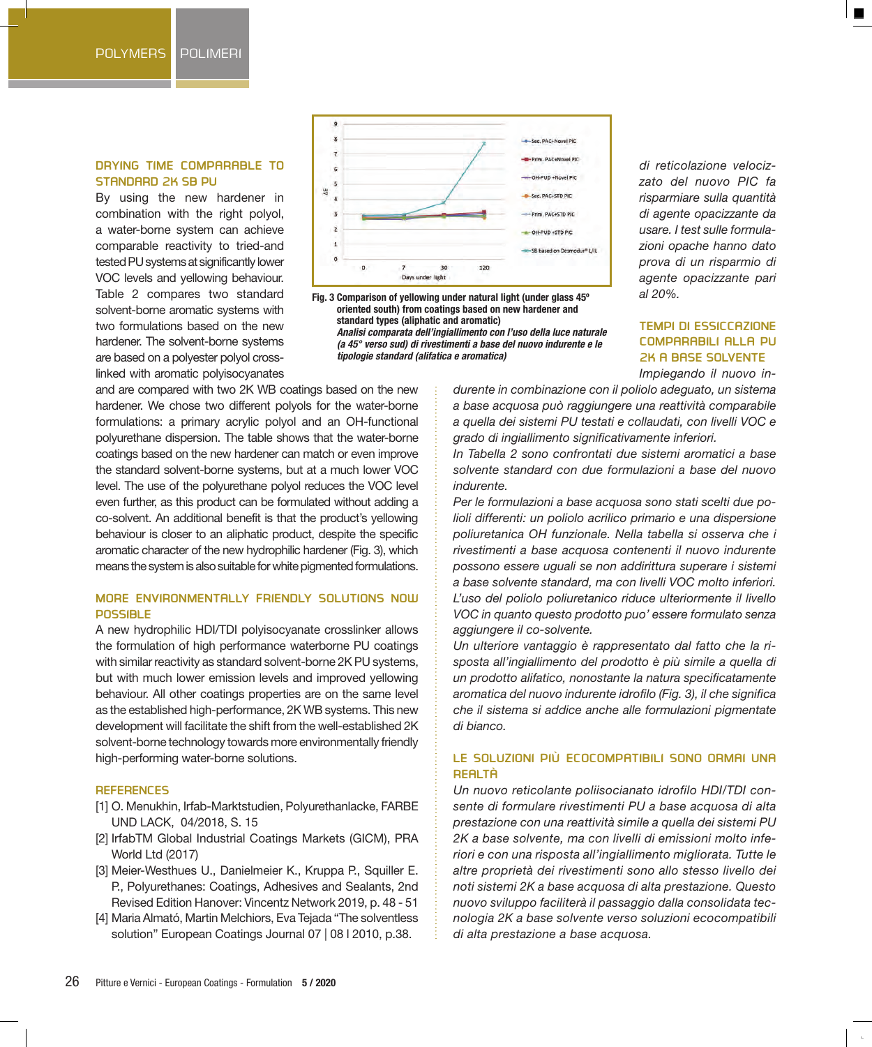## DRYING TIME COMPARABLE TO STANDARD 2K SB PU

By using the new hardener in combination with the right polyol, a water-borne system can achieve comparable reactivity to tried-and tested PU systems at significantly lower VOC levels and yellowing behaviour. Table 2 compares two standard solvent-borne aromatic systems with two formulations based on the new hardener. The solvent-borne systems are based on a polyester polyol cross-linked with aromatic polyisocyanates and are compared with two 2K WB coatings based on the new hardener. We chose two different polyols for the water-borne formulations: a primary acrylic polyol and an OH-functional polyurethane dispersion. The table shows that the water-borne coatings based on the new hardener can match or even improve the standard solvent-borne systems, but at a much lower VOC level. The use of the polyurethane polyol reduces the VOC level even further, as this product can be formulated without adding a co-solvent. An additional benefit is that the product's yellowing behaviour is closer to an aliphatic product, despite the specific aromatic character of the new hydrophilic hardener (Fig. 3), which means the system is also suitable for white pigmented formulations.

## MORE ENVIRONMENTALLY FRIENDLY SOLUTIONS NOW POSSIBLE

A new hydrophilic HDI/TDI polyisocyanate crosslinker allows the formulation of high performance waterborne PU coatings with similar reactivity as standard solvent-borne 2K PU systems, but with much lower emission levels and improved yellowing behaviour. All other coatings properties are on the same level as the established high-performance, 2K WB systems. This new development will facilitate the shift from the well-established 2K solvent-borne technology towards more environmentally friendly high-performing water-borne solutions.

## REFERENCES

[1] O. Menukhin, Irfab-Marktstudien, Polyurethanlacke, FARBE UND LACK, 04/2018, S. 15

[2] IrfabTM Global Industrial Coatings Markets (GICM), PRA World Ltd (2017)

[3] Meier-Westhues U., Danielmeier K., Kruppa P., Squiller E. P., Polyurethanes: Coatings, Adhesives and Sealants, 2nd Revised Edition Hanover: Vincentz Network 2019, p. 48 - 51

[4] Maria Almató, Martin Melchiors, Eva Tejada "The solventless solution" European Coatings Journal 07 | 08 I 2010, p.38.

9
8
7
6
5
4
3
2
1
0
ΔE
0 7 30 120
Days under light
Sec. PAC+Novel PIC
Prim. PAC+Novel PIC
OH-PUD +Novel PIC
Sec. PAC+STD PIC
Prim. PAC+STD PIC
OH-PUD +STD PIC
SB based on Desmodur® L/IL

**Fig. 3 Comparison of yellowing under natural light (under glass 45° oriented south) from coatings based on new hardener and standard types (aliphatic and aromatic)**

***Analisi comparata dell'ingiallimento con l'uso della luce naturale (a 45° verso sud) di rivestimenti a base del nuovo indurente e le tipologie standard (alifatica e aromatica)***

*di reticolazione velocizzato del nuovo PIC fa risparmiare sulla quantità di agente opacizzante da usare. I test sulle formulazioni opache hanno dato prova di un risparmio di agente opacizzante pari al 20%.*

## TEMPI DI ESSICCAZIONE COMPARABILI ALLA PU 2K A BASE SOLVENTE

*Impiegando il nuovo indurente in combinazione con il poliolo adeguato, un sistema a base acquosa può raggiungere una reattività comparabile a quella dei sistemi PU testati e collaudati, con livelli VOC e grado di ingiallimento significativamente inferiori.*

*In Tabella 2 sono confrontati due sistemi aromatici a base solvente standard con due formulazioni a base del nuovo indurente.*

*Per le formulazioni a base acquosa sono stati scelti due polioli differenti: un poliolo acrilico primario e una dispersione poliuretanica OH funzionale. Nella tabella si osserva che i rivestimenti a base acquosa contenenti il nuovo indurente possono essere uguali se non addirittura superare i sistemi a base solvente standard, ma con livelli VOC molto inferiori. L'uso del poliolo poliuretanico riduce ulteriormente il livello VOC in quanto questo prodotto puo' essere formulato senza aggiungere il co-solvente.*

*Un ulteriore vantaggio è rappresentato dal fatto che la risposta all'ingiallimento del prodotto è più simile a quella di un prodotto alifatico, nonostante la natura specificatamente aromatica del nuovo indurente idrofilo (Fig. 3), il che significa che il sistema si addice anche alle formulazioni pigmentate di bianco.*

## LE SOLUZIONI PIÙ ECOCOMPATIBILI SONO ORMAI UNA REALTÀ

*Un nuovo reticolante poliisocianato idrofilo HDI/TDI consente di formulare rivestimenti PU a base acquosa di alta prestazione con una reattività simile a quella dei sistemi PU 2K a base solvente, ma con livelli di emissioni molto inferiori e con una risposta all'ingiallimento migliorata. Tutte le altre proprietà dei rivestimenti sono allo stesso livello dei noti sistemi 2K a base acquosa di alta prestazione. Questo nuovo sviluppo faciliterà il passaggio dalla consolidata tecnologia 2K a base solvente verso soluzioni ecocompatibili di alta prestazione a base acquosa.*